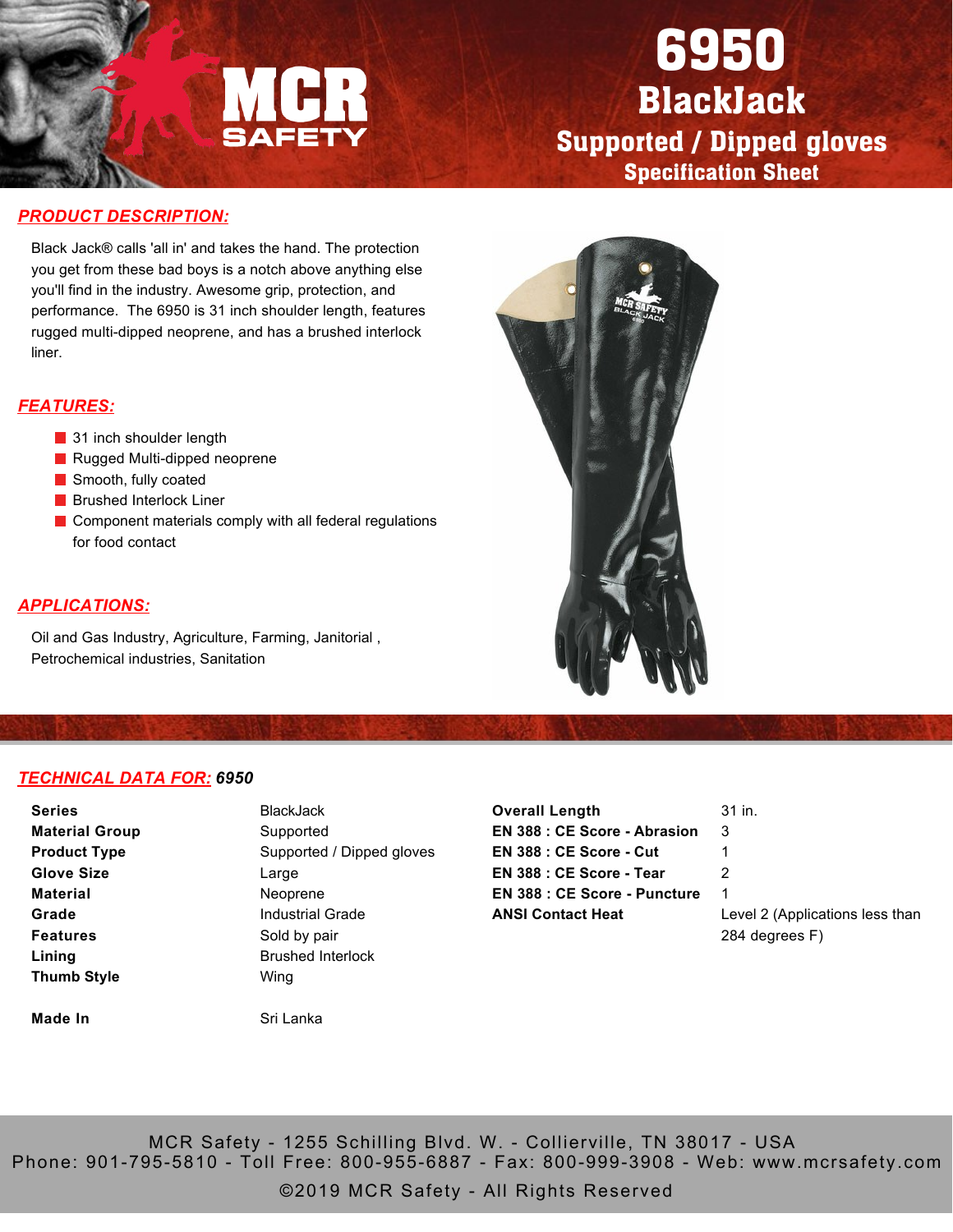# 6950

# BlackJack

## Supported / Dipped gloves

### Specification Sheet

## PRODUCT DESCRIPTION:

Black Jack® calls 'all in' and takes the hand. The protection you get from these bad boys is a notch above anything else you'll find in the industry. Awesome grip, protection, and performance. The 6950 is 31 inch shoulder length, features rugged multi-dipped neoprene, and has a brushed interlock liner.

## FEATURES:

- 31 inch shoulder length
- Rugged Multi-dipped neoprene
- Smooth, fully coated
- Brushed Interlock Liner
- Component materials comply with all federal regulations for food contact

## APPLICATIONS:

Oil and Gas Industry, Agriculture, Farming, Janitorial , Petrochemical industries, Sanitation

## TECHNICAL DATA FOR: *6950*

| | |
|---|---|
| **Series** | BlackJack |
| **Material Group** | Supported |
| **Product Type** | Supported / Dipped gloves |
| **Glove Size** | Large |
| **Material** | Neoprene |
| **Grade** | Industrial Grade |
| **Features** | Sold by pair |
| **Lining** | Brushed Interlock |
| **Thumb Style** | Wing |
| **Made In** | Sri Lanka |

| | |
|---|---|
| **Overall Length** | 31 in. |
| **EN 388 : CE Score - Abrasion** | 3 |
| **EN 388 : CE Score - Cut** | 1 |
| **EN 388 : CE Score - Tear** | 2 |
| **EN 388 : CE Score - Puncture** | 1 |
| **ANSI Contact Heat** | Level 2 (Applications less than 284 degrees F) |

MCR Safety - 1255 Schilling Blvd. W. - Collierville, TN 38017 - USA
Phone: 901-795-5810 - Toll Free: 800-955-6887 - Fax: 800-999-3908 - Web: www.mcrsafety.com
©2019 MCR Safety - All Rights Reserved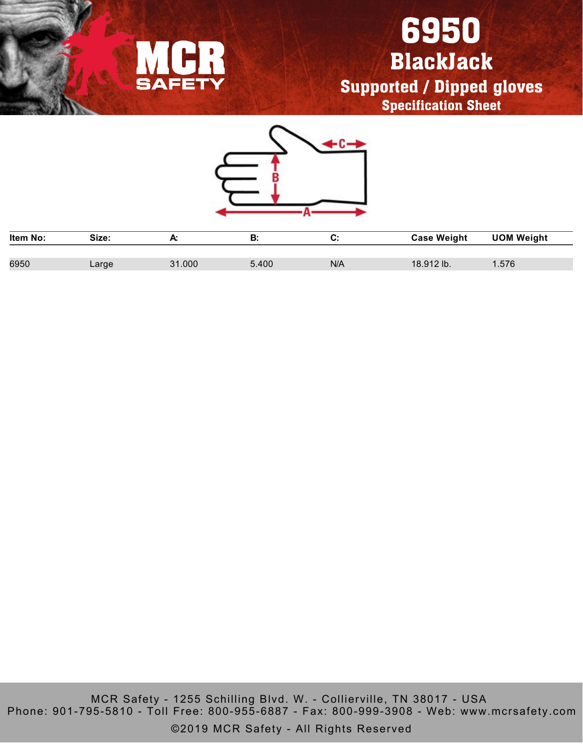# 6950

## BlackJack

### Supported / Dipped gloves

#### Specification Sheet

A
B
C

| Item No: | Size: | A: | B: | C: | Case Weight | UOM Weight |
|---|---|---|---|---|---|---|
| 6950 | Large | 31.000 | 5.400 | N/A | 18.912 lb. | 1.576 |

MCR Safety - 1255 Schilling Blvd. W. - Collierville, TN 38017 - USA
Phone: 901-795-5810 - Toll Free: 800-955-6887 - Fax: 800-999-3908 - Web: www.mcrsafety.com

©2019 MCR Safety - All Rights Reserved